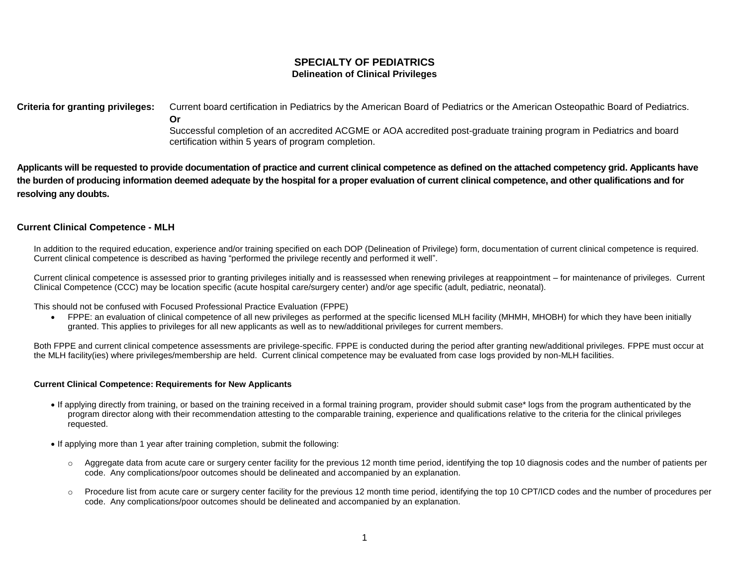# SPECIALTY OF PEDIATRICS

## Delineation of Clinical Privileges

**Criteria for granting privileges:** Current board certification in Pediatrics by the American Board of Pediatrics or the American Osteopathic Board of Pediatrics.

**Or**

Successful completion of an accredited ACGME or AOA accredited post-graduate training program in Pediatrics and board certification within 5 years of program completion.

**Applicants will be requested to provide documentation of practice and current clinical competence as defined on the attached competency grid. Applicants have the burden of producing information deemed adequate by the hospital for a proper evaluation of current clinical competence, and other qualifications and for resolving any doubts.**

### Current Clinical Competence - MLH

In addition to the required education, experience and/or training specified on each DOP (Delineation of Privilege) form, documentation of current clinical competence is required. Current clinical competence is described as having "performed the privilege recently and performed it well".

Current clinical competence is assessed prior to granting privileges initially and is reassessed when renewing privileges at reappointment – for maintenance of privileges. Current Clinical Competence (CCC) may be location specific (acute hospital care/surgery center) and/or age specific (adult, pediatric, neonatal).

This should not be confused with Focused Professional Practice Evaluation (FPPE)

- FPPE: an evaluation of clinical competence of all new privileges as performed at the specific licensed MLH facility (MHMH, MHOBH) for which they have been initially granted. This applies to privileges for all new applicants as well as to new/additional privileges for current members.

Both FPPE and current clinical competence assessments are privilege-specific. FPPE is conducted during the period after granting new/additional privileges. FPPE must occur at the MLH facility(ies) where privileges/membership are held. Current clinical competence may be evaluated from case logs provided by non-MLH facilities.

#### Current Clinical Competence: Requirements for New Applicants

- If applying directly from training, or based on the training received in a formal training program, provider should submit case* logs from the program authenticated by the program director along with their recommendation attesting to the comparable training, experience and qualifications relative to the criteria for the clinical privileges requested.
- If applying more than 1 year after training completion, submit the following:
  - Aggregate data from acute care or surgery center facility for the previous 12 month time period, identifying the top 10 diagnosis codes and the number of patients per code. Any complications/poor outcomes should be delineated and accompanied by an explanation.
  - Procedure list from acute care or surgery center facility for the previous 12 month time period, identifying the top 10 CPT/ICD codes and the number of procedures per code. Any complications/poor outcomes should be delineated and accompanied by an explanation.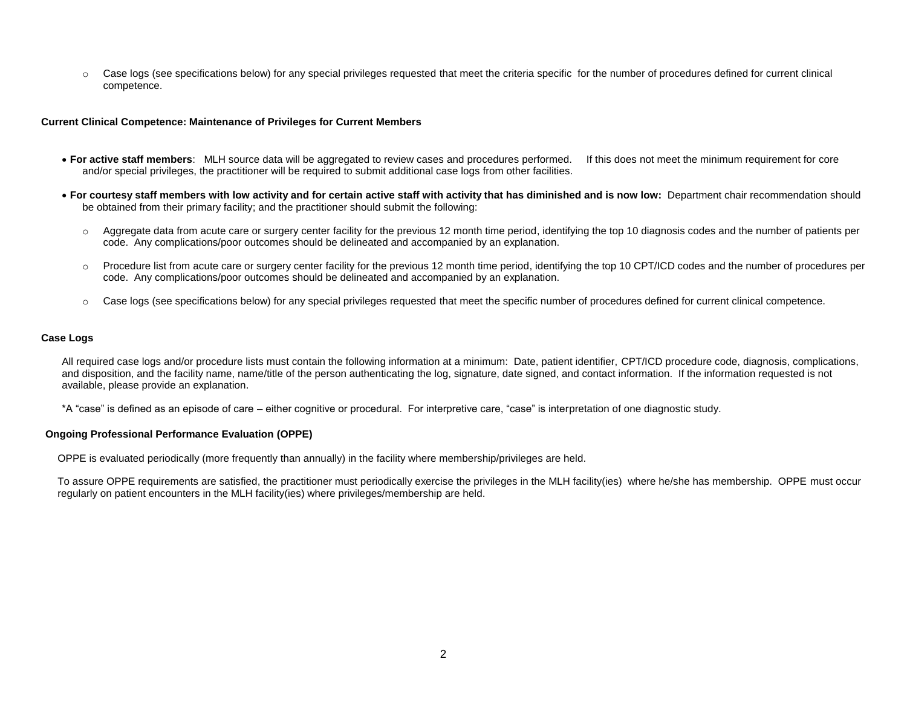- Case logs (see specifications below) for any special privileges requested that meet the criteria specific for the number of procedures defined for current clinical competence.

**Current Clinical Competence: Maintenance of Privileges for Current Members**

- **For active staff members**: MLH source data will be aggregated to review cases and procedures performed. If this does not meet the minimum requirement for core and/or special privileges, the practitioner will be required to submit additional case logs from other facilities.
- **For courtesy staff members with low activity and for certain active staff with activity that has diminished and is now low:** Department chair recommendation should be obtained from their primary facility; and the practitioner should submit the following:
  - Aggregate data from acute care or surgery center facility for the previous 12 month time period, identifying the top 10 diagnosis codes and the number of patients per code. Any complications/poor outcomes should be delineated and accompanied by an explanation.
  - Procedure list from acute care or surgery center facility for the previous 12 month time period, identifying the top 10 CPT/ICD codes and the number of procedures per code. Any complications/poor outcomes should be delineated and accompanied by an explanation.
  - Case logs (see specifications below) for any special privileges requested that meet the specific number of procedures defined for current clinical competence.

**Case Logs**

All required case logs and/or procedure lists must contain the following information at a minimum: Date, patient identifier, CPT/ICD procedure code, diagnosis, complications, and disposition, and the facility name, name/title of the person authenticating the log, signature, date signed, and contact information. If the information requested is not available, please provide an explanation.

*A "case" is defined as an episode of care – either cognitive or procedural. For interpretive care, "case" is interpretation of one diagnostic study.

**Ongoing Professional Performance Evaluation (OPPE)**

OPPE is evaluated periodically (more frequently than annually) in the facility where membership/privileges are held.

To assure OPPE requirements are satisfied, the practitioner must periodically exercise the privileges in the MLH facility(ies) where he/she has membership. OPPE must occur regularly on patient encounters in the MLH facility(ies) where privileges/membership are held.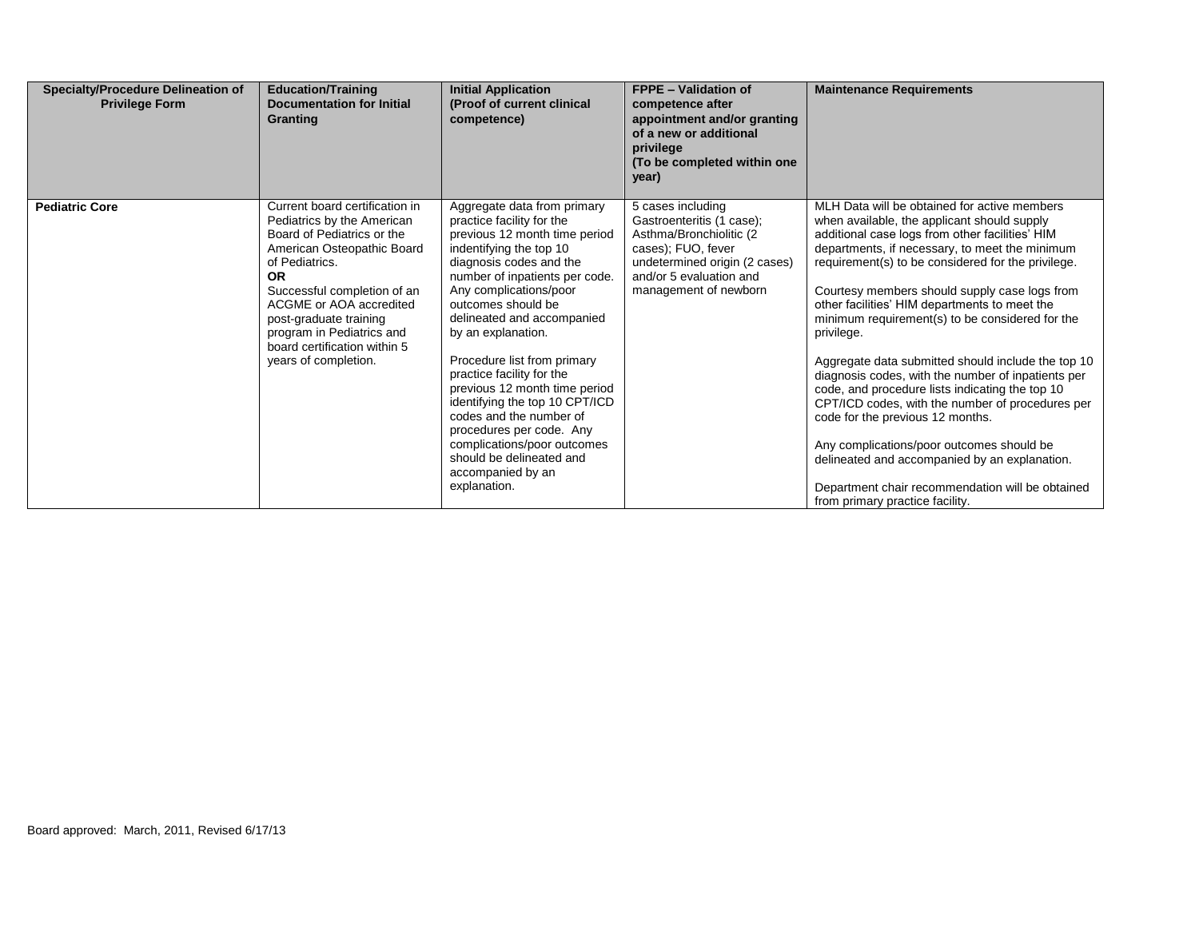| Specialty/Procedure Delineation of Privilege Form | Education/Training Documentation for Initial Granting | Initial Application (Proof of current clinical competence) | FPPE – Validation of competence after appointment and/or granting of a new or additional privilege (To be completed within one year) | Maintenance Requirements |
|---|---|---|---|---|
| **Pediatric Core** | Current board certification in Pediatrics by the American Board of Pediatrics or the American Osteopathic Board of Pediatrics. **OR** Successful completion of an ACGME or AOA accredited post-graduate training program in Pediatrics and board certification within 5 years of completion. | Aggregate data from primary practice facility for the previous 12 month time period indentifying the top 10 diagnosis codes and the number of inpatients per code. Any complications/poor outcomes should be delineated and accompanied by an explanation.<br><br>Procedure list from primary practice facility for the previous 12 month time period identifying the top 10 CPT/ICD codes and the number of procedures per code. Any complications/poor outcomes should be delineated and accompanied by an explanation. | 5 cases including Gastroenteritis (1 case); Asthma/Bronchiolitic (2 cases); FUO, fever undetermined origin (2 cases) and/or 5 evaluation and management of newborn | MLH Data will be obtained for active members when available, the applicant should supply additional case logs from other facilities' HIM departments, if necessary, to meet the minimum requirement(s) to be considered for the privilege.<br><br>Courtesy members should supply case logs from other facilities' HIM departments to meet the minimum requirement(s) to be considered for the privilege.<br><br>Aggregate data submitted should include the top 10 diagnosis codes, with the number of inpatients per code, and procedure lists indicating the top 10 CPT/ICD codes, with the number of procedures per code for the previous 12 months.<br><br>Any complications/poor outcomes should be delineated and accompanied by an explanation.<br><br>Department chair recommendation will be obtained from primary practice facility. |

Board approved: March, 2011, Revised 6/17/13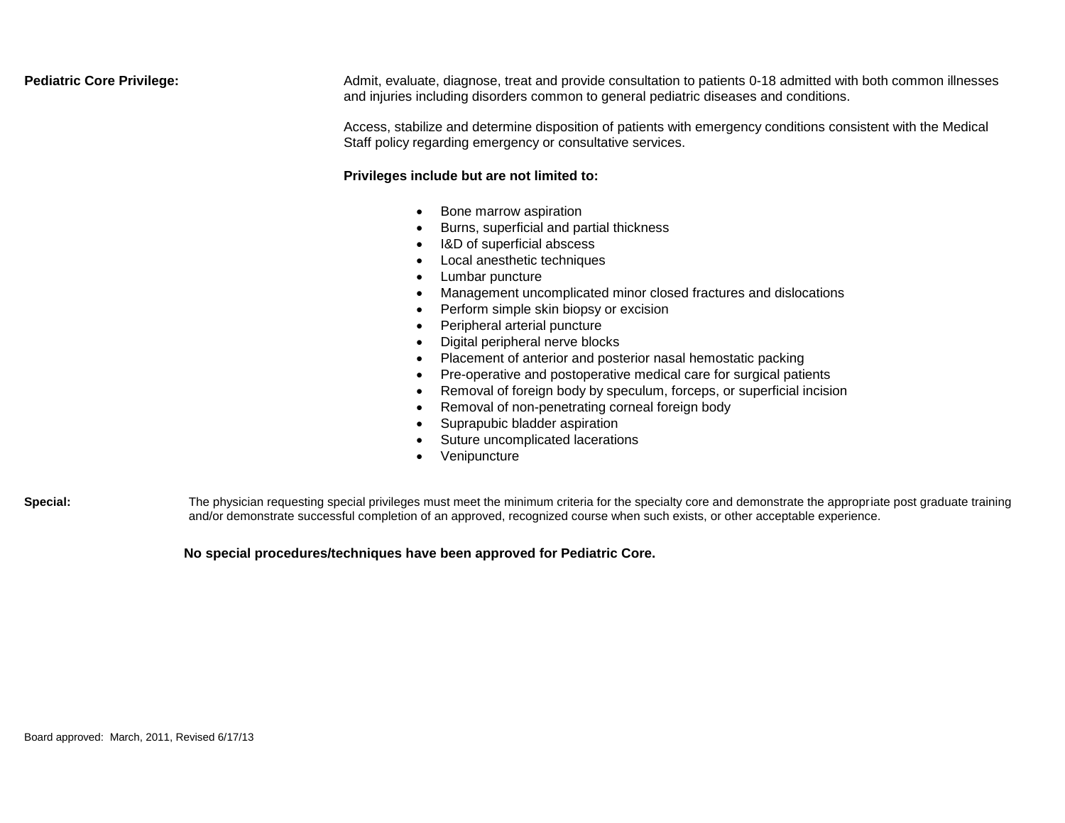**Pediatric Core Privilege:**

Admit, evaluate, diagnose, treat and provide consultation to patients 0-18 admitted with both common illnesses and injuries including disorders common to general pediatric diseases and conditions.

Access, stabilize and determine disposition of patients with emergency conditions consistent with the Medical Staff policy regarding emergency or consultative services.

**Privileges include but are not limited to:**

- Bone marrow aspiration
- Burns, superficial and partial thickness
- I&D of superficial abscess
- Local anesthetic techniques
- Lumbar puncture
- Management uncomplicated minor closed fractures and dislocations
- Perform simple skin biopsy or excision
- Peripheral arterial puncture
- Digital peripheral nerve blocks
- Placement of anterior and posterior nasal hemostatic packing
- Pre-operative and postoperative medical care for surgical patients
- Removal of foreign body by speculum, forceps, or superficial incision
- Removal of non-penetrating corneal foreign body
- Suprapubic bladder aspiration
- Suture uncomplicated lacerations
- Venipuncture

**Special:**

The physician requesting special privileges must meet the minimum criteria for the specialty core and demonstrate the appropriate post graduate training and/or demonstrate successful completion of an approved, recognized course when such exists, or other acceptable experience.

**No special procedures/techniques have been approved for Pediatric Core.**

Board approved: March, 2011, Revised 6/17/13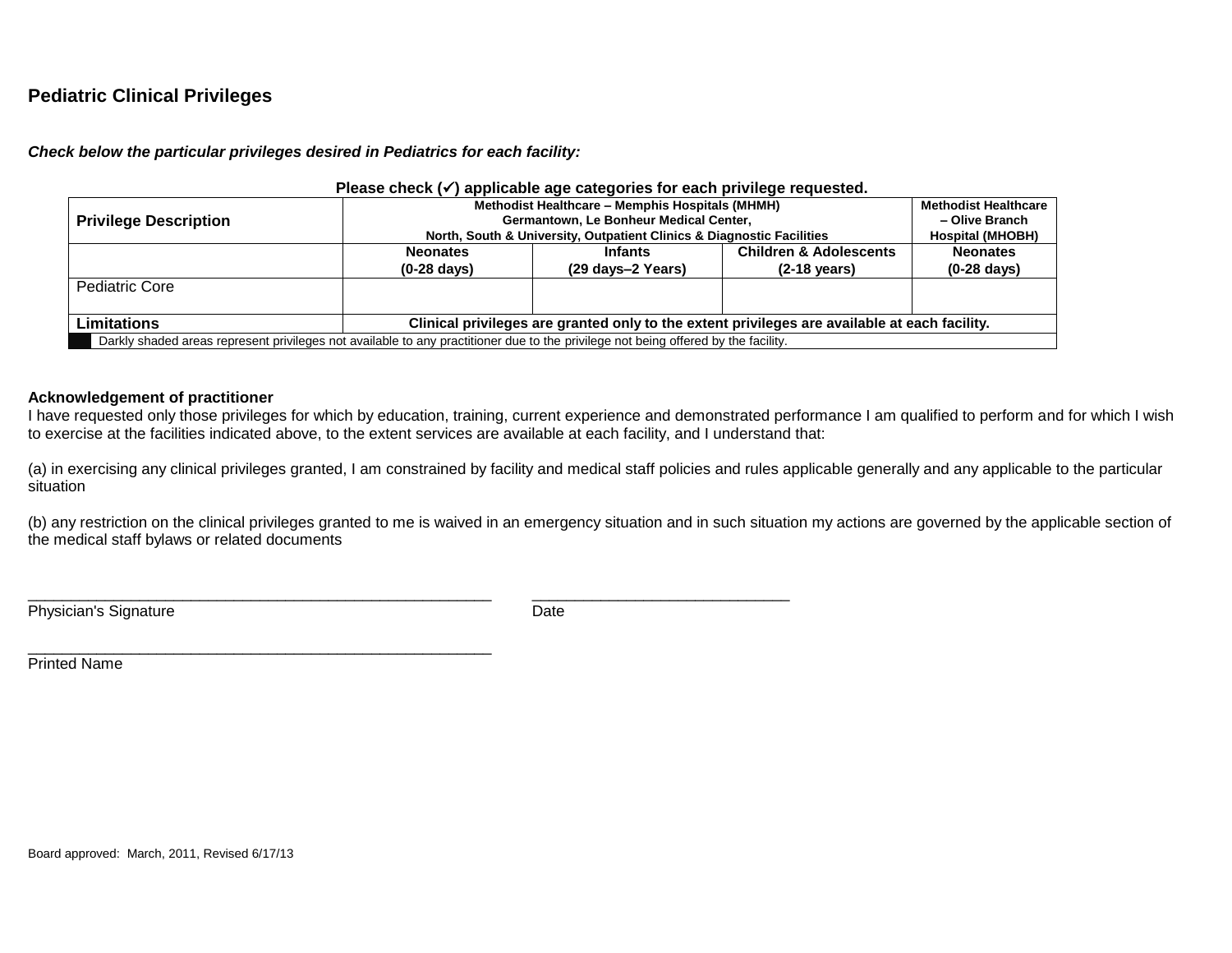## Pediatric Clinical Privileges

***Check below the particular privileges desired in Pediatrics for each facility:***

**Please check (✔) applicable age categories for each privilege requested.**

| **Privilege Description** | **Methodist Healthcare – Memphis Hospitals (MHMH) Germantown, Le Bonheur Medical Center, North, South & University, Outpatient Clinics & Diagnostic Facilities** | | | **Methodist Healthcare – Olive Branch Hospital (MHOBH)** |
|---|---|---|---|---|
| | **Neonates (0-28 days)** | **Infants (29 days–2 Years)** | **Children & Adolescents (2-18 years)** | **Neonates (0-28 days)** |
| Pediatric Core | | | | |
| **Limitations** | **Clinical privileges are granted only to the extent privileges are available at each facility.** | | | |
| Darkly shaded areas represent privileges not available to any practitioner due to the privilege not being offered by the facility. | | | | |

**Acknowledgement of practitioner**

I have requested only those privileges for which by education, training, current experience and demonstrated performance I am qualified to perform and for which I wish to exercise at the facilities indicated above, to the extent services are available at each facility, and I understand that:

(a) in exercising any clinical privileges granted, I am constrained by facility and medical staff policies and rules applicable generally and any applicable to the particular situation

(b) any restriction on the clinical privileges granted to me is waived in an emergency situation and in such situation my actions are governed by the applicable section of the medical staff bylaws or related documents

_______________________________________________ _______________________________

Physician's Signature Date

_______________________________________________

Printed Name

Board approved: March, 2011, Revised 6/17/13